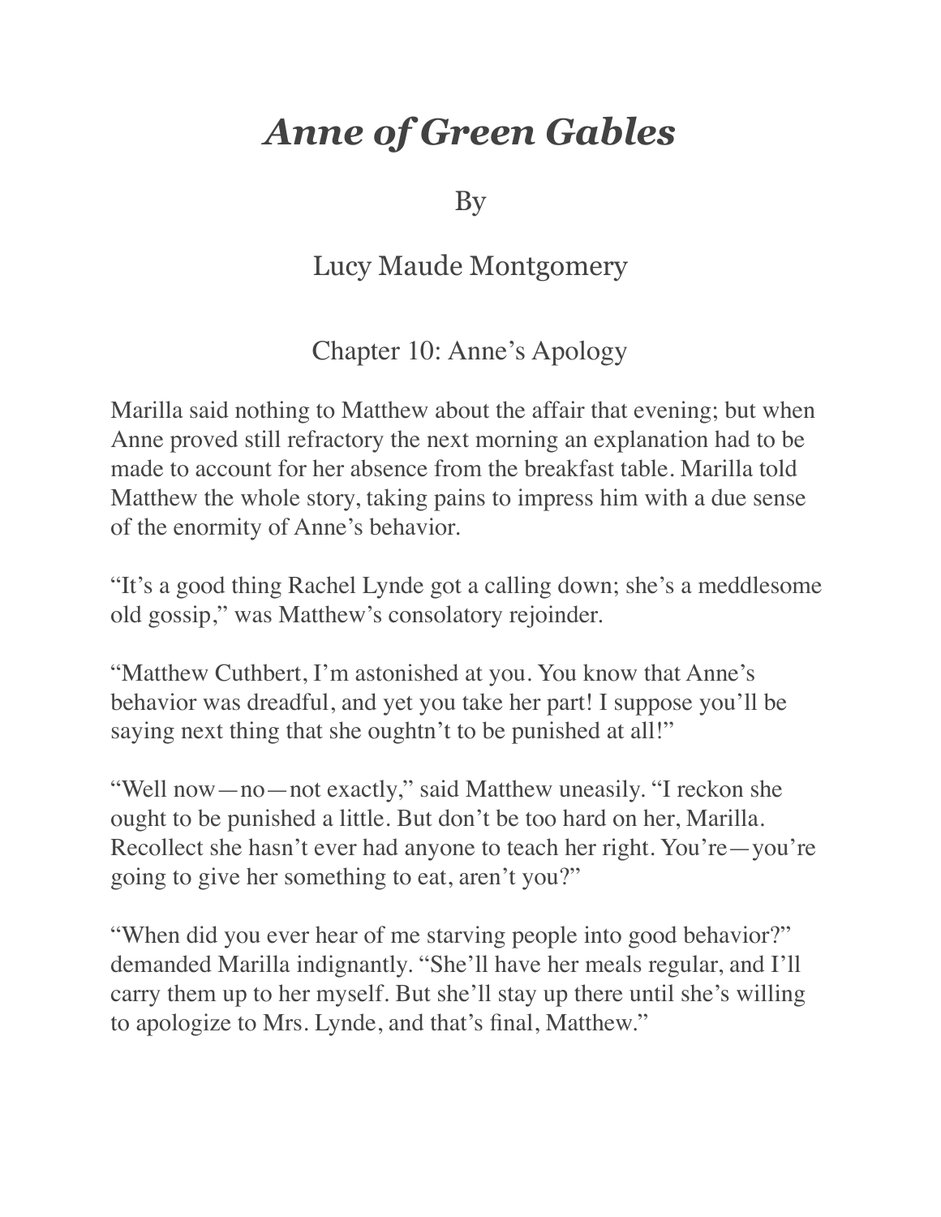# *Anne of Green Gables*

By

Lucy Maude Montgomery

## Chapter 10: Anne's Apology

Marilla said nothing to Matthew about the affair that evening; but when Anne proved still refractory the next morning an explanation had to be made to account for her absence from the breakfast table. Marilla told Matthew the whole story, taking pains to impress him with a due sense of the enormity of Anne's behavior.

"It's a good thing Rachel Lynde got a calling down; she's a meddlesome old gossip," was Matthew's consolatory rejoinder.

"Matthew Cuthbert, I'm astonished at you. You know that Anne's behavior was dreadful, and yet you take her part! I suppose you'll be saying next thing that she oughtn't to be punished at all!"

"Well now—no—not exactly," said Matthew uneasily. "I reckon she ought to be punished a little. But don't be too hard on her, Marilla. Recollect she hasn't ever had anyone to teach her right. You're—you're going to give her something to eat, aren't you?"

"When did you ever hear of me starving people into good behavior?" demanded Marilla indignantly. "She'll have her meals regular, and I'll carry them up to her myself. But she'll stay up there until she's willing to apologize to Mrs. Lynde, and that's final, Matthew."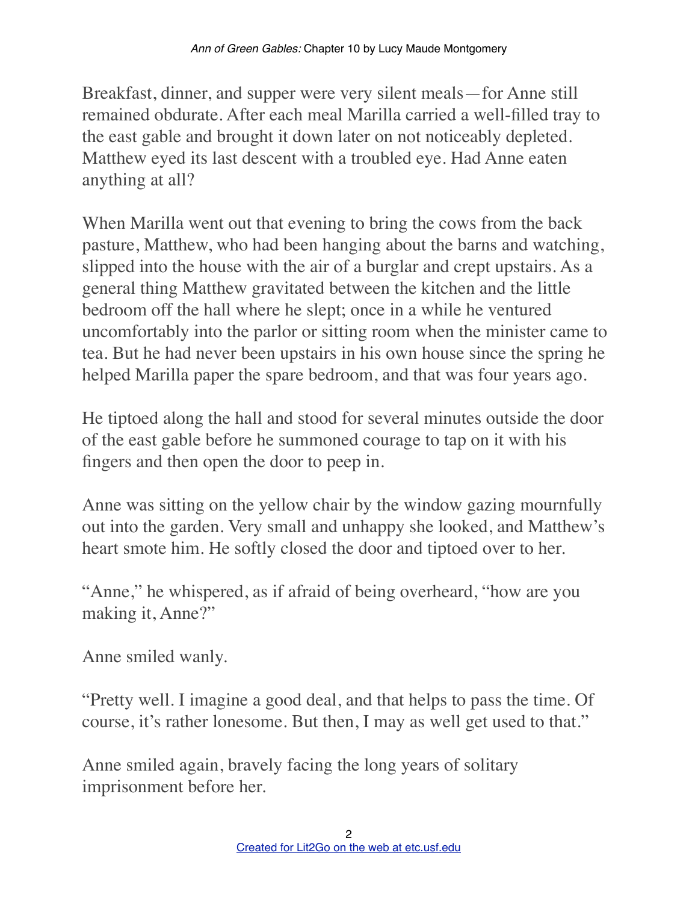Breakfast, dinner, and supper were very silent meals—for Anne still remained obdurate. After each meal Marilla carried a well-filled tray to the east gable and brought it down later on not noticeably depleted. Matthew eyed its last descent with a troubled eye. Had Anne eaten anything at all?

When Marilla went out that evening to bring the cows from the back pasture, Matthew, who had been hanging about the barns and watching, slipped into the house with the air of a burglar and crept upstairs. As a general thing Matthew gravitated between the kitchen and the little bedroom off the hall where he slept; once in a while he ventured uncomfortably into the parlor or sitting room when the minister came to tea. But he had never been upstairs in his own house since the spring he helped Marilla paper the spare bedroom, and that was four years ago.

He tiptoed along the hall and stood for several minutes outside the door of the east gable before he summoned courage to tap on it with his fingers and then open the door to peep in.

Anne was sitting on the yellow chair by the window gazing mournfully out into the garden. Very small and unhappy she looked, and Matthew's heart smote him. He softly closed the door and tiptoed over to her.

"Anne," he whispered, as if afraid of being overheard, "how are you making it, Anne?"

Anne smiled wanly.

"Pretty well. I imagine a good deal, and that helps to pass the time. Of course, it's rather lonesome. But then, I may as well get used to that."

Anne smiled again, bravely facing the long years of solitary imprisonment before her.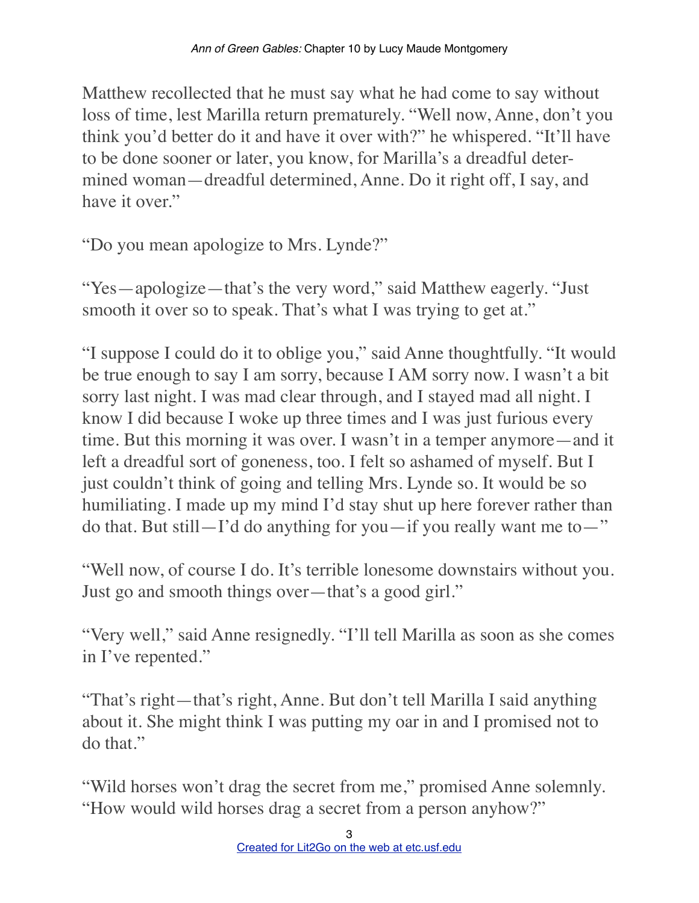Matthew recollected that he must say what he had come to say without loss of time, lest Marilla return prematurely. "Well now, Anne, don't you think you'd better do it and have it over with?" he whispered. "It'll have to be done sooner or later, you know, for Marilla's a dreadful determined woman—dreadful determined, Anne. Do it right off, I say, and have it over."

"Do you mean apologize to Mrs. Lynde?"

"Yes—apologize—that's the very word," said Matthew eagerly. "Just smooth it over so to speak. That's what I was trying to get at."

"I suppose I could do it to oblige you," said Anne thoughtfully. "It would be true enough to say I am sorry, because I AM sorry now. I wasn't a bit sorry last night. I was mad clear through, and I stayed mad all night. I know I did because I woke up three times and I was just furious every time. But this morning it was over. I wasn't in a temper anymore—and it left a dreadful sort of goneness, too. I felt so ashamed of myself. But I just couldn't think of going and telling Mrs. Lynde so. It would be so humiliating. I made up my mind I'd stay shut up here forever rather than do that. But still—I'd do anything for you—if you really want me to—"

"Well now, of course I do. It's terrible lonesome downstairs without you. Just go and smooth things over—that's a good girl."

"Very well," said Anne resignedly. "I'll tell Marilla as soon as she comes in I've repented."

"That's right—that's right, Anne. But don't tell Marilla I said anything about it. She might think I was putting my oar in and I promised not to do that."

"Wild horses won't drag the secret from me," promised Anne solemnly. "How would wild horses drag a secret from a person anyhow?"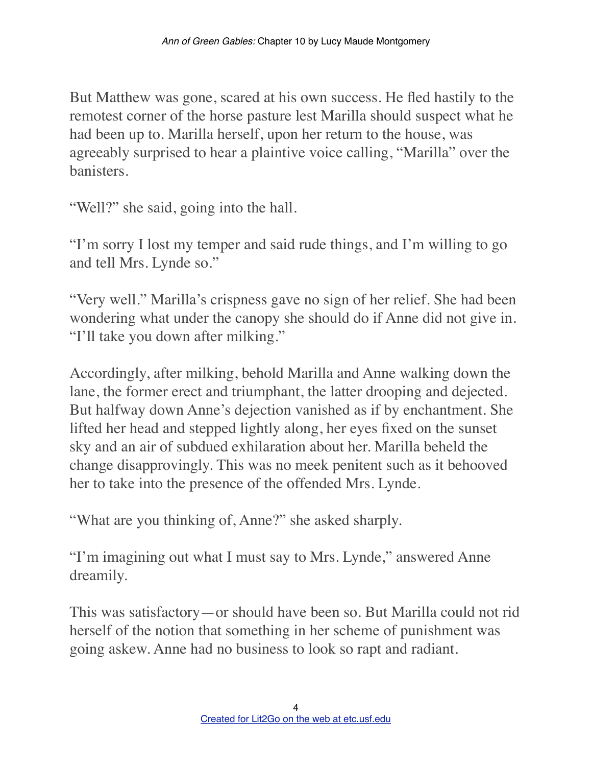But Matthew was gone, scared at his own success. He fled hastily to the remotest corner of the horse pasture lest Marilla should suspect what he had been up to. Marilla herself, upon her return to the house, was agreeably surprised to hear a plaintive voice calling, "Marilla" over the banisters.

"Well?" she said, going into the hall.

"I'm sorry I lost my temper and said rude things, and I'm willing to go and tell Mrs. Lynde so."

"Very well." Marilla's crispness gave no sign of her relief. She had been wondering what under the canopy she should do if Anne did not give in. "I'll take you down after milking."

Accordingly, after milking, behold Marilla and Anne walking down the lane, the former erect and triumphant, the latter drooping and dejected. But halfway down Anne's dejection vanished as if by enchantment. She lifted her head and stepped lightly along, her eyes fixed on the sunset sky and an air of subdued exhilaration about her. Marilla beheld the change disapprovingly. This was no meek penitent such as it behooved her to take into the presence of the offended Mrs. Lynde.

"What are you thinking of, Anne?" she asked sharply.

"I'm imagining out what I must say to Mrs. Lynde," answered Anne dreamily.

This was satisfactory—or should have been so. But Marilla could not rid herself of the notion that something in her scheme of punishment was going askew. Anne had no business to look so rapt and radiant.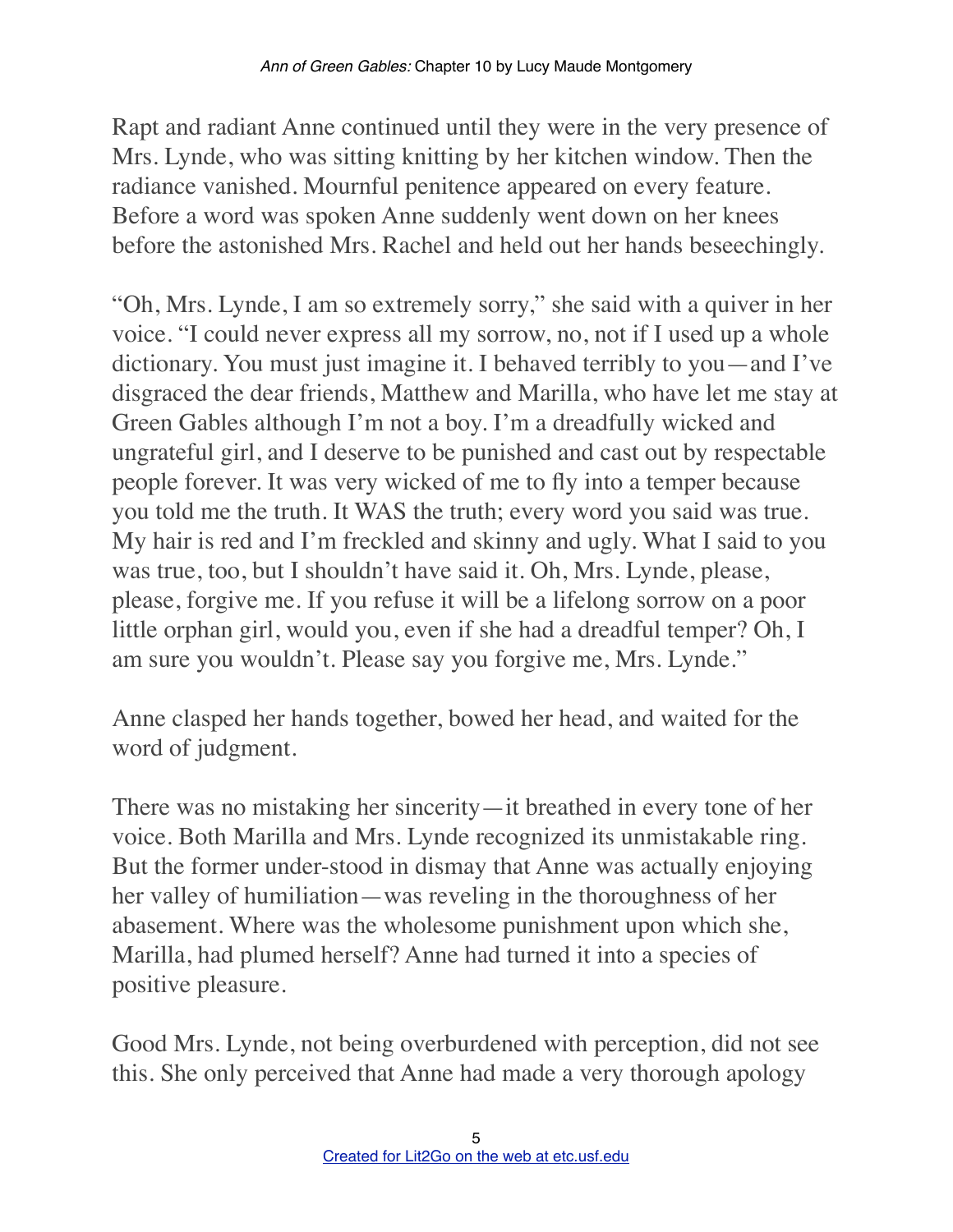Rapt and radiant Anne continued until they were in the very presence of Mrs. Lynde, who was sitting knitting by her kitchen window. Then the radiance vanished. Mournful penitence appeared on every feature. Before a word was spoken Anne suddenly went down on her knees before the astonished Mrs. Rachel and held out her hands beseechingly.

"Oh, Mrs. Lynde, I am so extremely sorry," she said with a quiver in her voice. "I could never express all my sorrow, no, not if I used up a whole dictionary. You must just imagine it. I behaved terribly to you—and I've disgraced the dear friends, Matthew and Marilla, who have let me stay at Green Gables although I'm not a boy. I'm a dreadfully wicked and ungrateful girl, and I deserve to be punished and cast out by respectable people forever. It was very wicked of me to fly into a temper because you told me the truth. It WAS the truth; every word you said was true. My hair is red and I'm freckled and skinny and ugly. What I said to you was true, too, but I shouldn't have said it. Oh, Mrs. Lynde, please, please, forgive me. If you refuse it will be a lifelong sorrow on a poor little orphan girl, would you, even if she had a dreadful temper? Oh, I am sure you wouldn't. Please say you forgive me, Mrs. Lynde."

Anne clasped her hands together, bowed her head, and waited for the word of judgment.

There was no mistaking her sincerity—it breathed in every tone of her voice. Both Marilla and Mrs. Lynde recognized its unmistakable ring. But the former under-stood in dismay that Anne was actually enjoying her valley of humiliation—was reveling in the thoroughness of her abasement. Where was the wholesome punishment upon which she, Marilla, had plumed herself? Anne had turned it into a species of positive pleasure.

Good Mrs. Lynde, not being overburdened with perception, did not see this. She only perceived that Anne had made a very thorough apology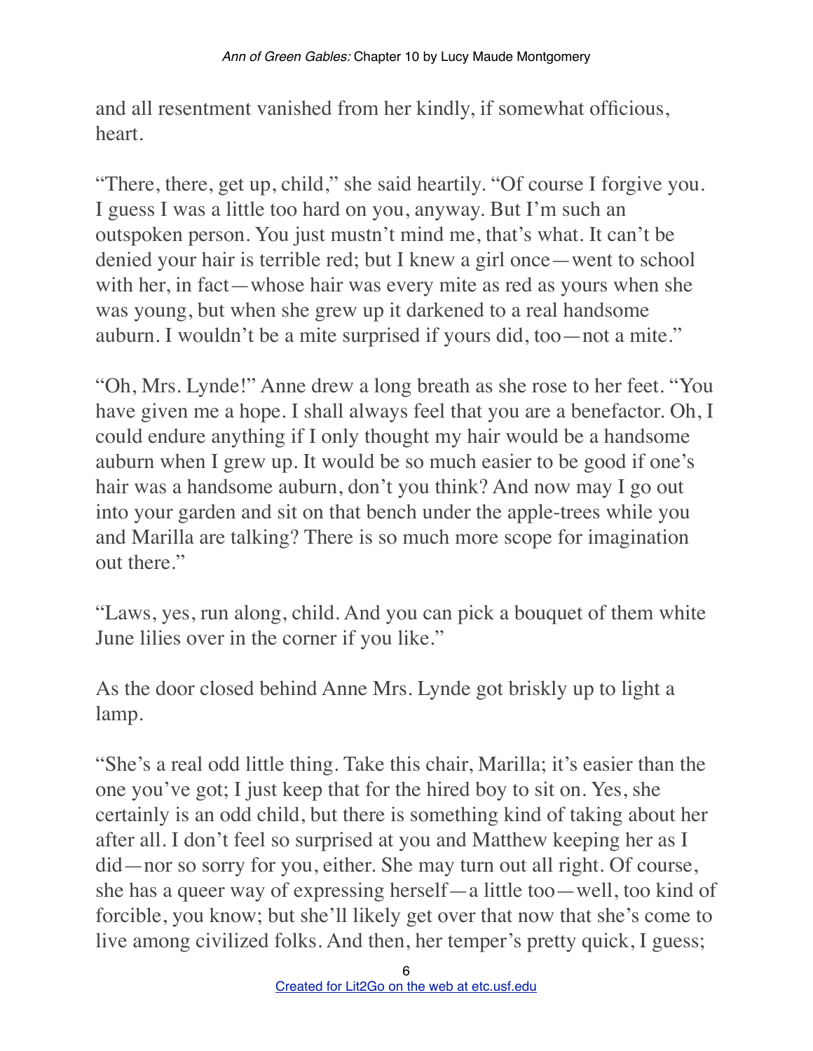and all resentment vanished from her kindly, if somewhat officious, heart.

"There, there, get up, child," she said heartily. "Of course I forgive you. I guess I was a little too hard on you, anyway. But I'm such an outspoken person. You just mustn't mind me, that's what. It can't be denied your hair is terrible red; but I knew a girl once—went to school with her, in fact—whose hair was every mite as red as yours when she was young, but when she grew up it darkened to a real handsome auburn. I wouldn't be a mite surprised if yours did, too—not a mite."

"Oh, Mrs. Lynde!" Anne drew a long breath as she rose to her feet. "You have given me a hope. I shall always feel that you are a benefactor. Oh, I could endure anything if I only thought my hair would be a handsome auburn when I grew up. It would be so much easier to be good if one's hair was a handsome auburn, don't you think? And now may I go out into your garden and sit on that bench under the apple-trees while you and Marilla are talking? There is so much more scope for imagination out there."

"Laws, yes, run along, child. And you can pick a bouquet of them white June lilies over in the corner if you like."

As the door closed behind Anne Mrs. Lynde got briskly up to light a lamp.

"She's a real odd little thing. Take this chair, Marilla; it's easier than the one you've got; I just keep that for the hired boy to sit on. Yes, she certainly is an odd child, but there is something kind of taking about her after all. I don't feel so surprised at you and Matthew keeping her as I did—nor so sorry for you, either. She may turn out all right. Of course, she has a queer way of expressing herself—a little too—well, too kind of forcible, you know; but she'll likely get over that now that she's come to live among civilized folks. And then, her temper's pretty quick, I guess;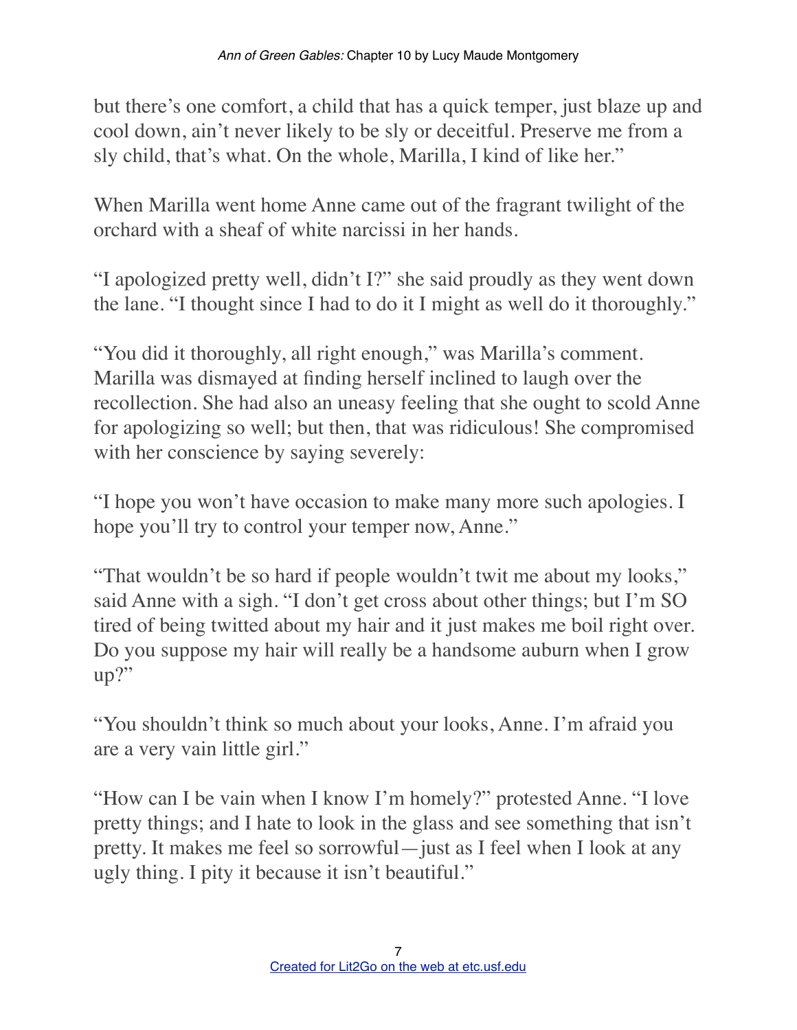but there's one comfort, a child that has a quick temper, just blaze up and cool down, ain't never likely to be sly or deceitful. Preserve me from a sly child, that's what. On the whole, Marilla, I kind of like her."

When Marilla went home Anne came out of the fragrant twilight of the orchard with a sheaf of white narcissi in her hands.

"I apologized pretty well, didn't I?" she said proudly as they went down the lane. "I thought since I had to do it I might as well do it thoroughly."

"You did it thoroughly, all right enough," was Marilla's comment. Marilla was dismayed at finding herself inclined to laugh over the recollection. She had also an uneasy feeling that she ought to scold Anne for apologizing so well; but then, that was ridiculous! She compromised with her conscience by saying severely:

"I hope you won't have occasion to make many more such apologies. I hope you'll try to control your temper now, Anne."

"That wouldn't be so hard if people wouldn't twit me about my looks," said Anne with a sigh. "I don't get cross about other things; but I'm SO tired of being twitted about my hair and it just makes me boil right over. Do you suppose my hair will really be a handsome auburn when I grow up?"

"You shouldn't think so much about your looks, Anne. I'm afraid you are a very vain little girl."

"How can I be vain when I know I'm homely?" protested Anne. "I love pretty things; and I hate to look in the glass and see something that isn't pretty. It makes me feel so sorrowful—just as I feel when I look at any ugly thing. I pity it because it isn't beautiful."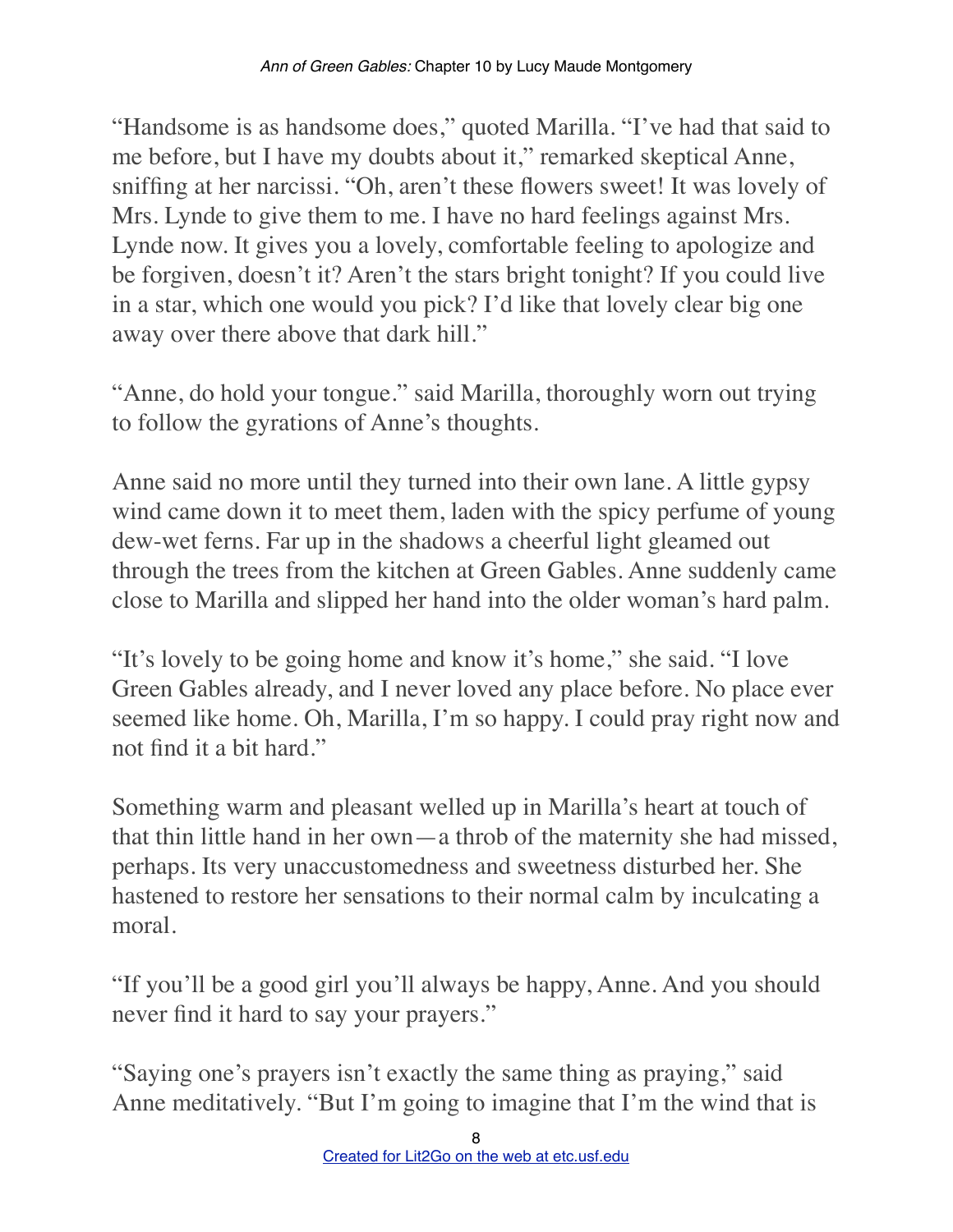"Handsome is as handsome does," quoted Marilla. "I've had that said to me before, but I have my doubts about it," remarked skeptical Anne, sniffing at her narcissi. "Oh, aren't these flowers sweet! It was lovely of Mrs. Lynde to give them to me. I have no hard feelings against Mrs. Lynde now. It gives you a lovely, comfortable feeling to apologize and be forgiven, doesn't it? Aren't the stars bright tonight? If you could live in a star, which one would you pick? I'd like that lovely clear big one away over there above that dark hill."

"Anne, do hold your tongue." said Marilla, thoroughly worn out trying to follow the gyrations of Anne's thoughts.

Anne said no more until they turned into their own lane. A little gypsy wind came down it to meet them, laden with the spicy perfume of young dew-wet ferns. Far up in the shadows a cheerful light gleamed out through the trees from the kitchen at Green Gables. Anne suddenly came close to Marilla and slipped her hand into the older woman's hard palm.

"It's lovely to be going home and know it's home," she said. "I love Green Gables already, and I never loved any place before. No place ever seemed like home. Oh, Marilla, I'm so happy. I could pray right now and not find it a bit hard."

Something warm and pleasant welled up in Marilla's heart at touch of that thin little hand in her own—a throb of the maternity she had missed, perhaps. Its very unaccustomedness and sweetness disturbed her. She hastened to restore her sensations to their normal calm by inculcating a moral.

"If you'll be a good girl you'll always be happy, Anne. And you should never find it hard to say your prayers."

"Saying one's prayers isn't exactly the same thing as praying," said Anne meditatively. "But I'm going to imagine that I'm the wind that is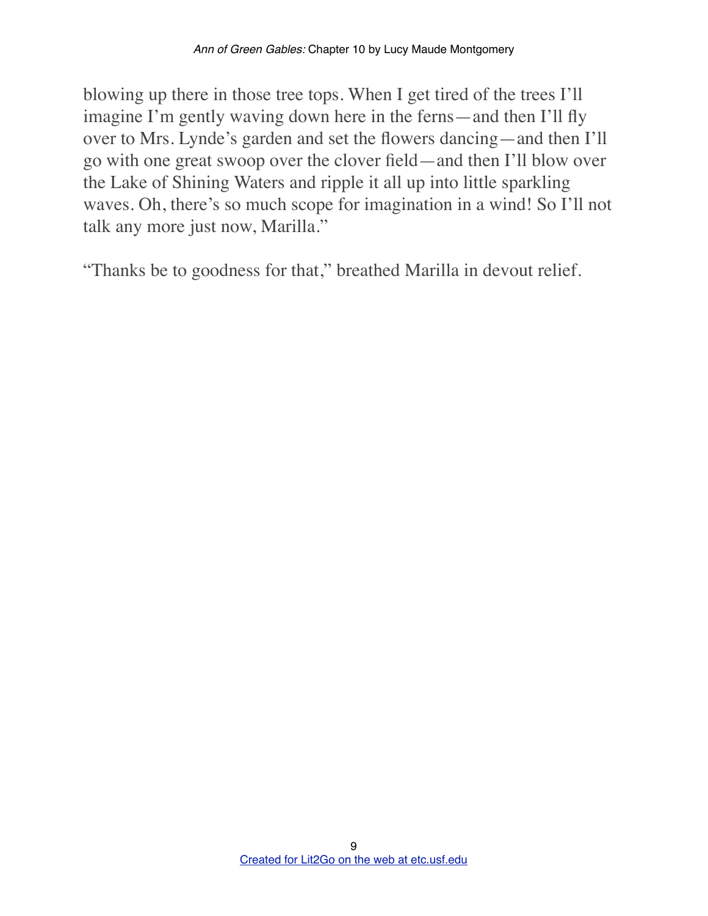blowing up there in those tree tops. When I get tired of the trees I'll imagine I'm gently waving down here in the ferns—and then I'll fly over to Mrs. Lynde's garden and set the flowers dancing—and then I'll go with one great swoop over the clover field—and then I'll blow over the Lake of Shining Waters and ripple it all up into little sparkling waves. Oh, there's so much scope for imagination in a wind! So I'll not talk any more just now, Marilla."

"Thanks be to goodness for that," breathed Marilla in devout relief.